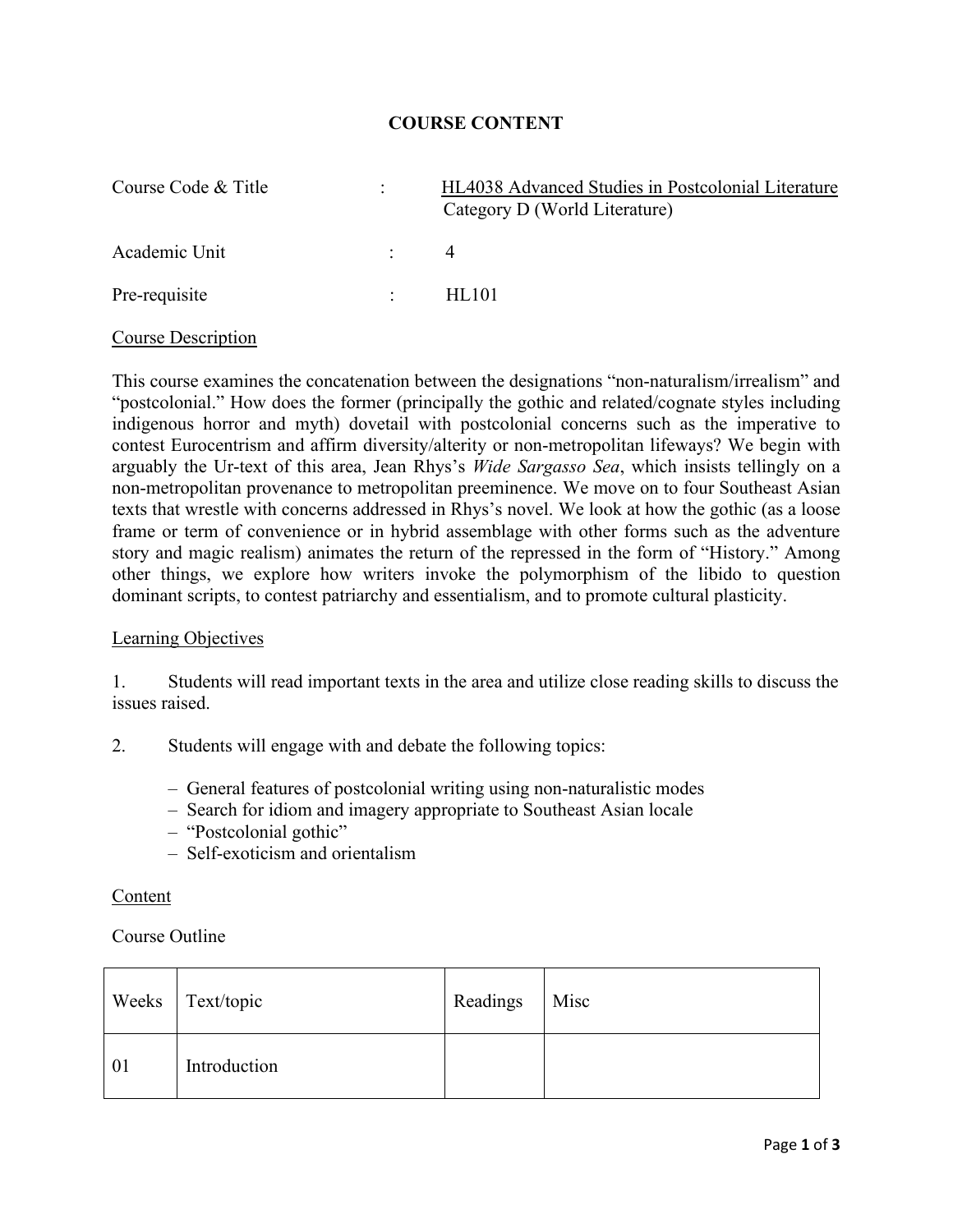# COURSE CONTENT

Course Code & Title : HL4038 Advanced Studies in Postcolonial Literature
Category D (World Literature)

Academic Unit : 4

Pre-requisite : HL101

## Course Description

This course examines the concatenation between the designations "non-naturalism/irrealism" and "postcolonial." How does the former (principally the gothic and related/cognate styles including indigenous horror and myth) dovetail with postcolonial concerns such as the imperative to contest Eurocentrism and affirm diversity/alterity or non-metropolitan lifeways? We begin with arguably the Ur-text of this area, Jean Rhys's *Wide Sargasso Sea*, which insists tellingly on a non-metropolitan provenance to metropolitan preeminence. We move on to four Southeast Asian texts that wrestle with concerns addressed in Rhys's novel. We look at how the gothic (as a loose frame or term of convenience or in hybrid assemblage with other forms such as the adventure story and magic realism) animates the return of the repressed in the form of "History." Among other things, we explore how writers invoke the polymorphism of the libido to question dominant scripts, to contest patriarchy and essentialism, and to promote cultural plasticity.

## Learning Objectives

1. Students will read important texts in the area and utilize close reading skills to discuss the issues raised.

2. Students will engage with and debate the following topics:

   - General features of postcolonial writing using non-naturalistic modes
   - Search for idiom and imagery appropriate to Southeast Asian locale
   - "Postcolonial gothic"
   - Self-exoticism and orientalism

## Content

Course Outline

| Weeks | Text/topic | Readings | Misc |
|---|---|---|---|
| 01 | Introduction | | |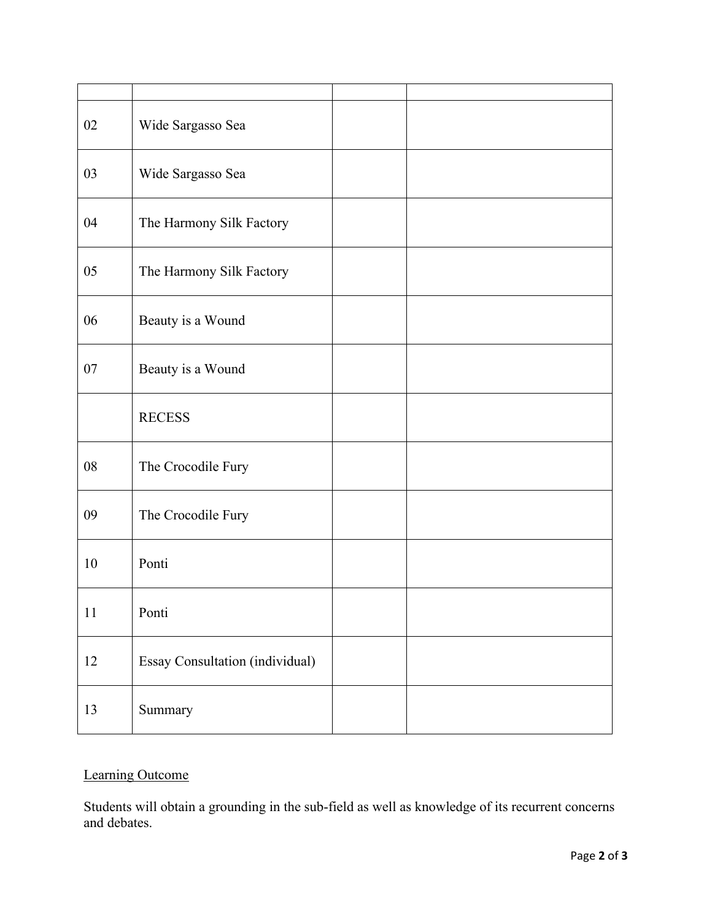| | | | |
|---|---|---|---|
| 02 | Wide Sargasso Sea | | |
| 03 | Wide Sargasso Sea | | |
| 04 | The Harmony Silk Factory | | |
| 05 | The Harmony Silk Factory | | |
| 06 | Beauty is a Wound | | |
| 07 | Beauty is a Wound | | |
| | RECESS | | |
| 08 | The Crocodile Fury | | |
| 09 | The Crocodile Fury | | |
| 10 | Ponti | | |
| 11 | Ponti | | |
| 12 | Essay Consultation (individual) | | |
| 13 | Summary | | |

<u>Learning Outcome</u>

Students will obtain a grounding in the sub-field as well as knowledge of its recurrent concerns and debates.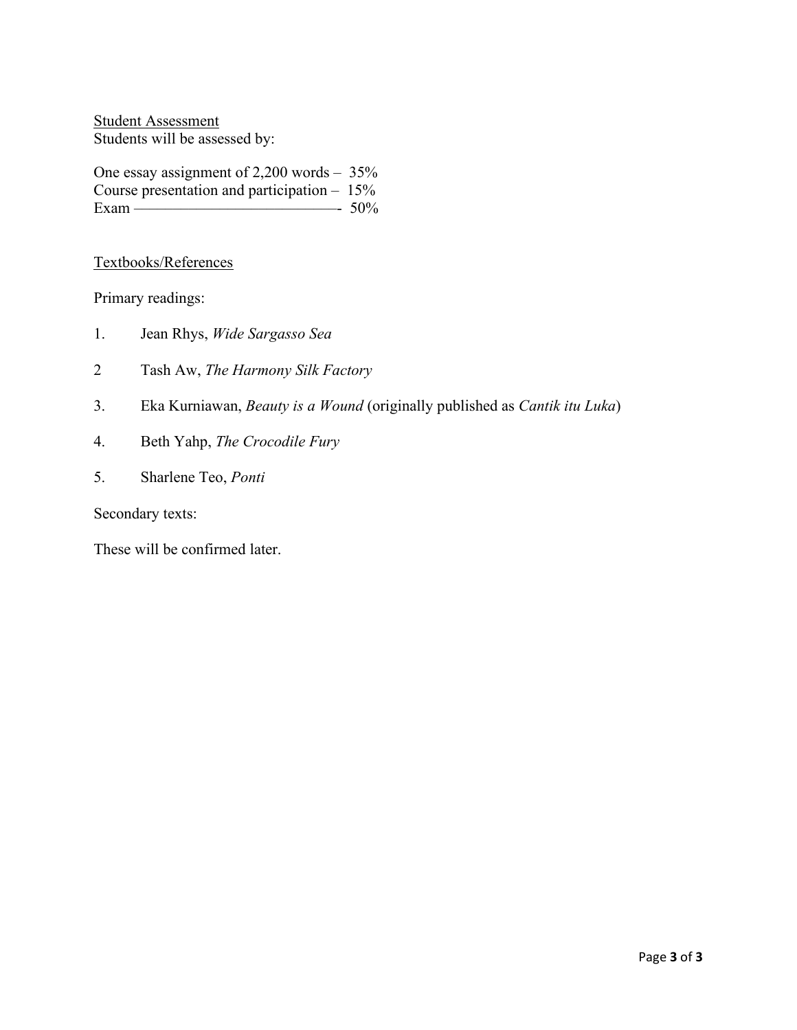<u>Student Assessment</u>
Students will be assessed by:

One essay assignment of 2,200 words – 35%
Course presentation and participation – 15%
Exam —————————————- 50%

<u>Textbooks/References</u>

Primary readings:

1. Jean Rhys, *Wide Sargasso Sea*
2. Tash Aw, *The Harmony Silk Factory*
3. Eka Kurniawan, *Beauty is a Wound* (originally published as *Cantik itu Luka*)
4. Beth Yahp, *The Crocodile Fury*
5. Sharlene Teo, *Ponti*

Secondary texts:

These will be confirmed later.